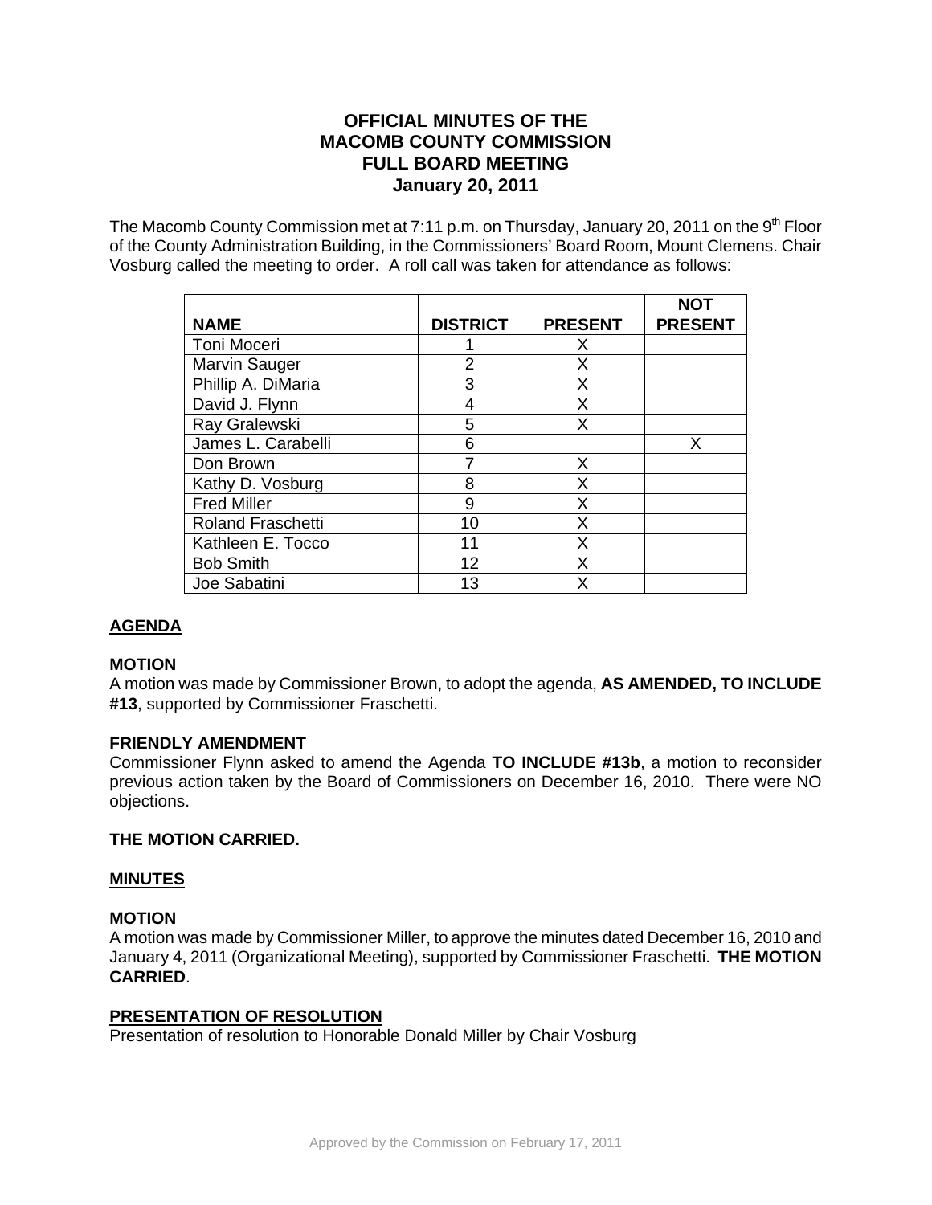# OFFICIAL MINUTES OF THE MACOMB COUNTY COMMISSION FULL BOARD MEETING January 20, 2011

The Macomb County Commission met at 7:11 p.m. on Thursday, January 20, 2011 on the 9th Floor of the County Administration Building, in the Commissioners' Board Room, Mount Clemens. Chair Vosburg called the meeting to order. A roll call was taken for attendance as follows:

| NAME | DISTRICT | PRESENT | NOT PRESENT |
|---|---|---|---|
| Toni Moceri | 1 | X | |
| Marvin Sauger | 2 | X | |
| Phillip A. DiMaria | 3 | X | |
| David J. Flynn | 4 | X | |
| Ray Gralewski | 5 | X | |
| James L. Carabelli | 6 | | X |
| Don Brown | 7 | X | |
| Kathy D. Vosburg | 8 | X | |
| Fred Miller | 9 | X | |
| Roland Fraschetti | 10 | X | |
| Kathleen E. Tocco | 11 | X | |
| Bob Smith | 12 | X | |
| Joe Sabatini | 13 | X | |

## AGENDA

### MOTION

A motion was made by Commissioner Brown, to adopt the agenda, **AS AMENDED, TO INCLUDE #13**, supported by Commissioner Fraschetti.

### FRIENDLY AMENDMENT

Commissioner Flynn asked to amend the Agenda **TO INCLUDE #13b**, a motion to reconsider previous action taken by the Board of Commissioners on December 16, 2010. There were NO objections.

**THE MOTION CARRIED.**

## MINUTES

### MOTION

A motion was made by Commissioner Miller, to approve the minutes dated December 16, 2010 and January 4, 2011 (Organizational Meeting), supported by Commissioner Fraschetti. **THE MOTION CARRIED**.

## PRESENTATION OF RESOLUTION

Presentation of resolution to Honorable Donald Miller by Chair Vosburg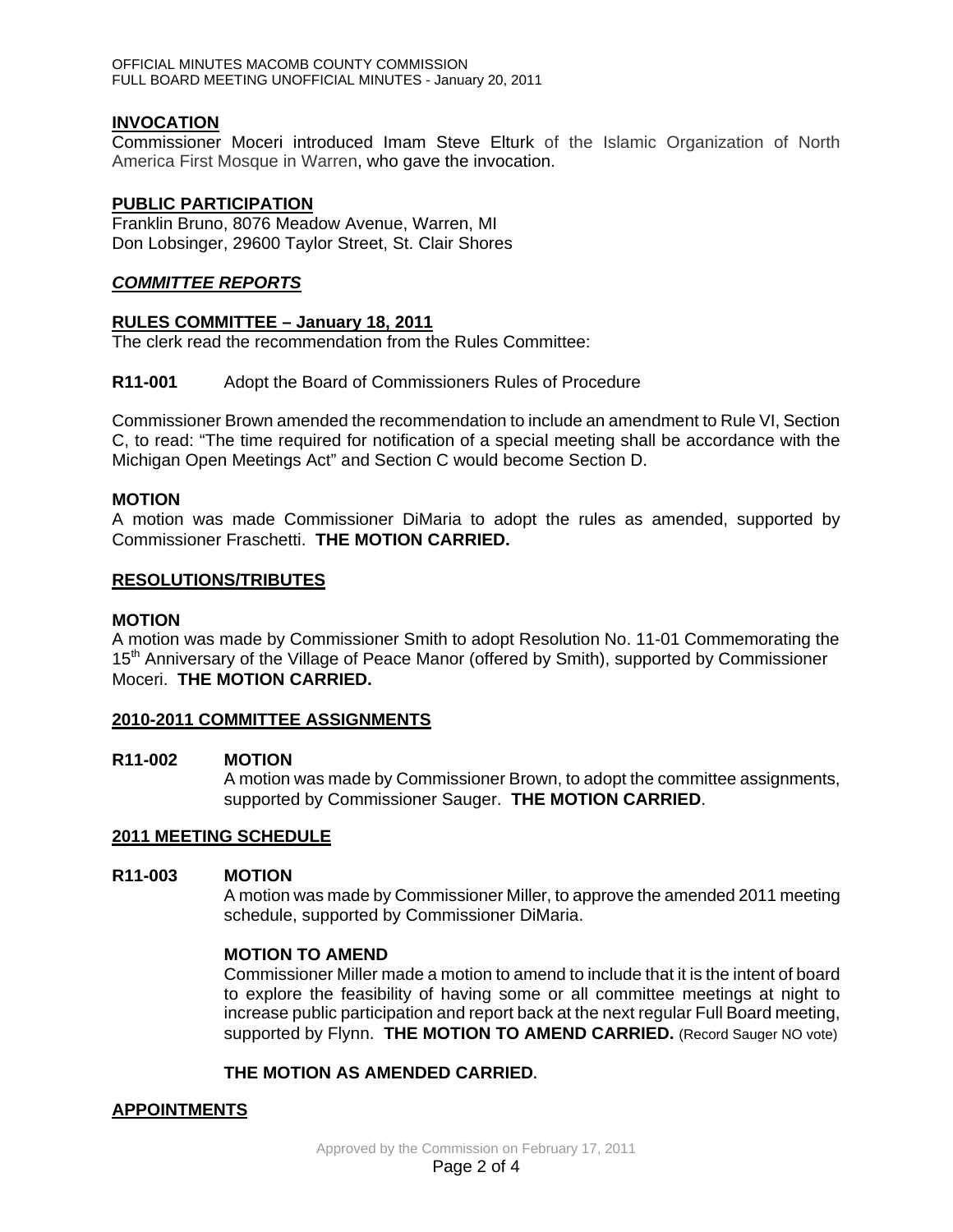## INVOCATION

Commissioner Moceri introduced Imam Steve Elturk of the Islamic Organization of North America First Mosque in Warren, who gave the invocation.

## PUBLIC PARTICIPATION

Franklin Bruno, 8076 Meadow Avenue, Warren, MI
Don Lobsinger, 29600 Taylor Street, St. Clair Shores

## *COMMITTEE REPORTS*

### RULES COMMITTEE – January 18, 2011

The clerk read the recommendation from the Rules Committee:

**R11-001** Adopt the Board of Commissioners Rules of Procedure

Commissioner Brown amended the recommendation to include an amendment to Rule VI, Section C, to read: "The time required for notification of a special meeting shall be accordance with the Michigan Open Meetings Act" and Section C would become Section D.

**MOTION**

A motion was made Commissioner DiMaria to adopt the rules as amended, supported by Commissioner Fraschetti. **THE MOTION CARRIED.**

## RESOLUTIONS/TRIBUTES

**MOTION**

A motion was made by Commissioner Smith to adopt Resolution No. 11-01 Commemorating the 15th Anniversary of the Village of Peace Manor (offered by Smith), supported by Commissioner Moceri. **THE MOTION CARRIED.**

## 2010-2011 COMMITTEE ASSIGNMENTS

**R11-002 MOTION**

A motion was made by Commissioner Brown, to adopt the committee assignments, supported by Commissioner Sauger. **THE MOTION CARRIED**.

## 2011 MEETING SCHEDULE

**R11-003 MOTION**

A motion was made by Commissioner Miller, to approve the amended 2011 meeting schedule, supported by Commissioner DiMaria.

**MOTION TO AMEND**

Commissioner Miller made a motion to amend to include that it is the intent of board to explore the feasibility of having some or all committee meetings at night to increase public participation and report back at the next regular Full Board meeting, supported by Flynn. **THE MOTION TO AMEND CARRIED.** (Record Sauger NO vote)

**THE MOTION AS AMENDED CARRIED**.

## APPOINTMENTS

Approved by the Commission on February 17, 2011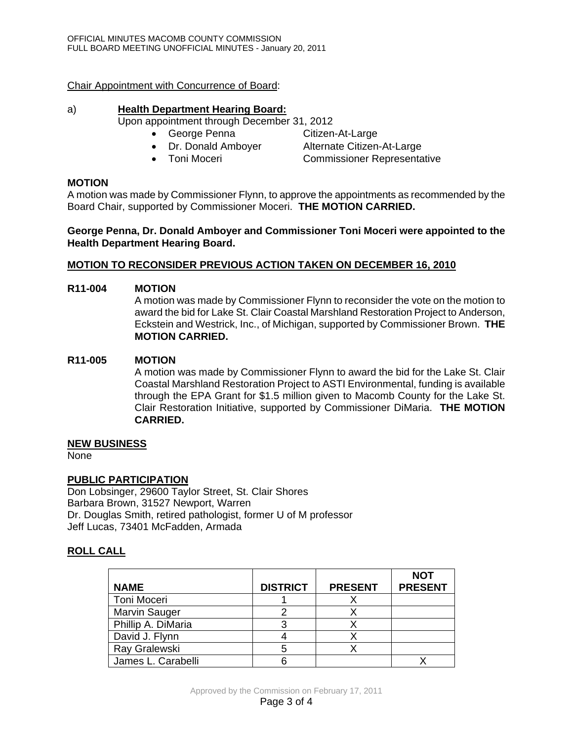Chair Appointment with Concurrence of Board:

a) **Health Department Hearing Board:**

Upon appointment through December 31, 2012

- George Penna — Citizen-At-Large
- Dr. Donald Amboyer — Alternate Citizen-At-Large
- Toni Moceri — Commissioner Representative

**MOTION**

A motion was made by Commissioner Flynn, to approve the appointments as recommended by the Board Chair, supported by Commissioner Moceri. **THE MOTION CARRIED.**

**George Penna, Dr. Donald Amboyer and Commissioner Toni Moceri were appointed to the Health Department Hearing Board.**

**MOTION TO RECONSIDER PREVIOUS ACTION TAKEN ON DECEMBER 16, 2010**

**R11-004 MOTION**

A motion was made by Commissioner Flynn to reconsider the vote on the motion to award the bid for Lake St. Clair Coastal Marshland Restoration Project to Anderson, Eckstein and Westrick, Inc., of Michigan, supported by Commissioner Brown. **THE MOTION CARRIED.**

**R11-005 MOTION**

A motion was made by Commissioner Flynn to award the bid for the Lake St. Clair Coastal Marshland Restoration Project to ASTI Environmental, funding is available through the EPA Grant for $1.5 million given to Macomb County for the Lake St. Clair Restoration Initiative, supported by Commissioner DiMaria. **THE MOTION CARRIED.**

**NEW BUSINESS**

None

**PUBLIC PARTICIPATION**

Don Lobsinger, 29600 Taylor Street, St. Clair Shores
Barbara Brown, 31527 Newport, Warren
Dr. Douglas Smith, retired pathologist, former U of M professor
Jeff Lucas, 73401 McFadden, Armada

**ROLL CALL**

| NAME | DISTRICT | PRESENT | NOT PRESENT |
|---|---|---|---|
| Toni Moceri | 1 | X | |
| Marvin Sauger | 2 | X | |
| Phillip A. DiMaria | 3 | X | |
| David J. Flynn | 4 | X | |
| Ray Gralewski | 5 | X | |
| James L. Carabelli | 6 | | X |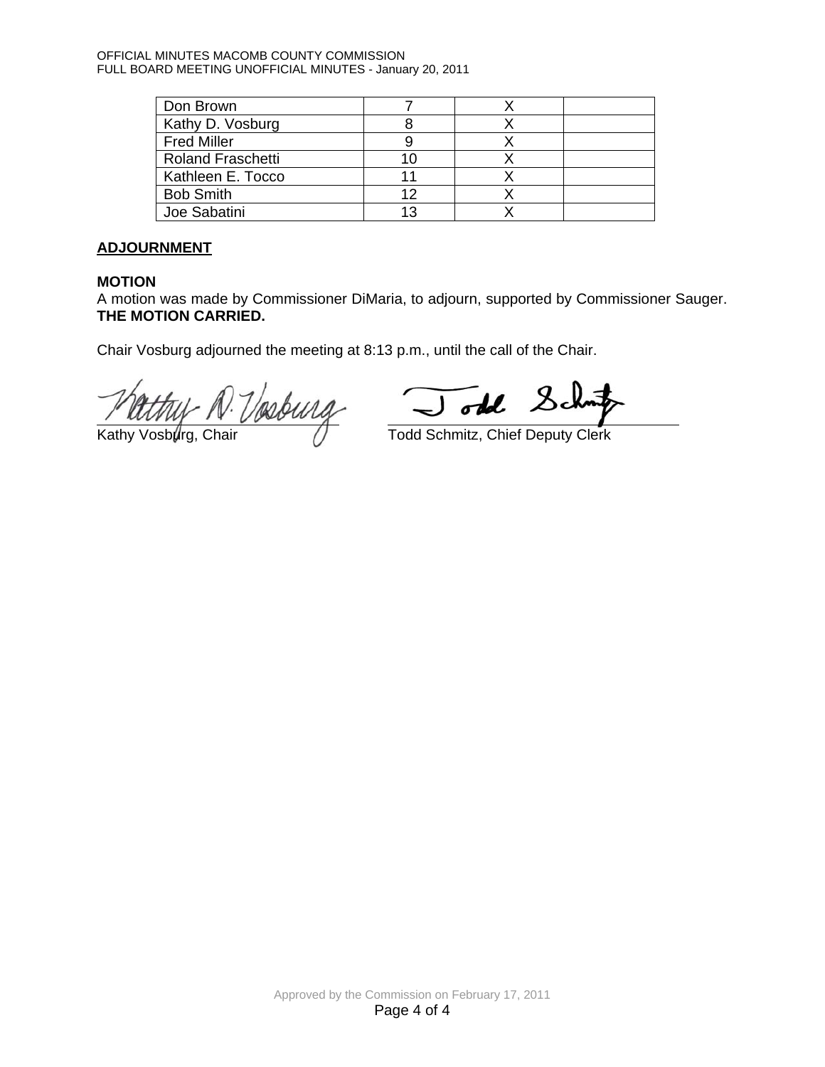| | | | |
|---|---|---|---|
| Don Brown | 7 | X | |
| Kathy D. Vosburg | 8 | X | |
| Fred Miller | 9 | X | |
| Roland Fraschetti | 10 | X | |
| Kathleen E. Tocco | 11 | X | |
| Bob Smith | 12 | X | |
| Joe Sabatini | 13 | X | |

**ADJOURNMENT**

**MOTION**

A motion was made by Commissioner DiMaria, to adjourn, supported by Commissioner Sauger.
**THE MOTION CARRIED.**

Chair Vosburg adjourned the meeting at 8:13 p.m., until the call of the Chair.

Kathy Vosburg, Chair

Todd Schmitz, Chief Deputy Clerk

Approved by the Commission on February 17, 2011